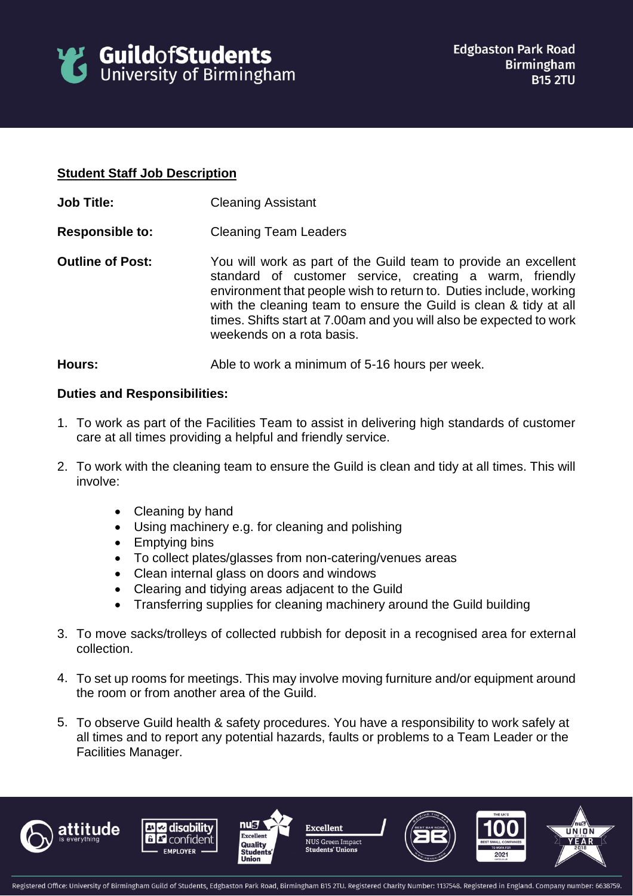**Guild of Students**
University of Birmingham

Edgbaston Park Road
Birmingham
B15 2TU

## Student Staff Job Description

**Job Title:** Cleaning Assistant

**Responsible to:** Cleaning Team Leaders

**Outline of Post:** You will work as part of the Guild team to provide an excellent standard of customer service, creating a warm, friendly environment that people wish to return to. Duties include, working with the cleaning team to ensure the Guild is clean & tidy at all times. Shifts start at 7.00am and you will also be expected to work weekends on a rota basis.

**Hours:** Able to work a minimum of 5-16 hours per week.

**Duties and Responsibilities:**

1. To work as part of the Facilities Team to assist in delivering high standards of customer care at all times providing a helpful and friendly service.
2. To work with the cleaning team to ensure the Guild is clean and tidy at all times. This will involve:
   - Cleaning by hand
   - Using machinery e.g. for cleaning and polishing
   - Emptying bins
   - To collect plates/glasses from non-catering/venues areas
   - Clean internal glass on doors and windows
   - Clearing and tidying areas adjacent to the Guild
   - Transferring supplies for cleaning machinery around the Guild building
3. To move sacks/trolleys of collected rubbish for deposit in a recognised area for external collection.
4. To set up rooms for meetings. This may involve moving furniture and/or equipment around the room or from another area of the Guild.
5. To observe Guild health & safety procedures. You have a responsibility to work safely at all times and to report any potential hazards, faults or problems to a Team Leader or the Facilities Manager.

Registered Office: University of Birmingham Guild of Students, Edgbaston Park Road, Birmingham B15 2TU. Registered Charity Number: 1137548. Registered in England. Company number: 6638759.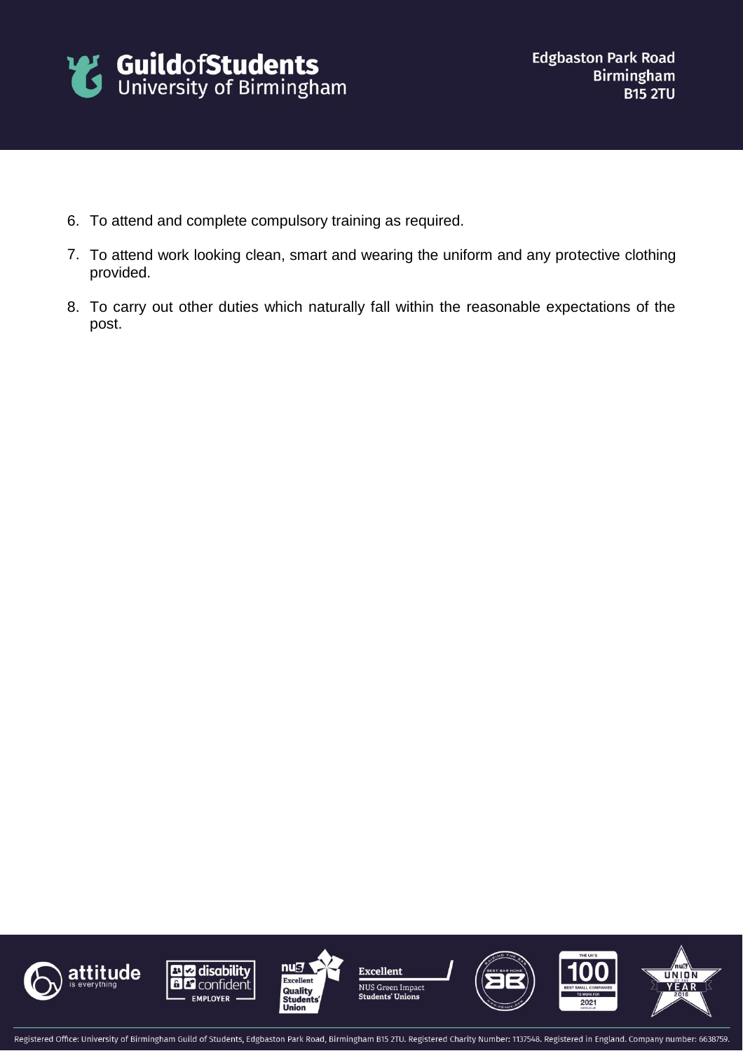6. To attend and complete compulsory training as required.
7. To attend work looking clean, smart and wearing the uniform and any protective clothing provided.
8. To carry out other duties which naturally fall within the reasonable expectations of the post.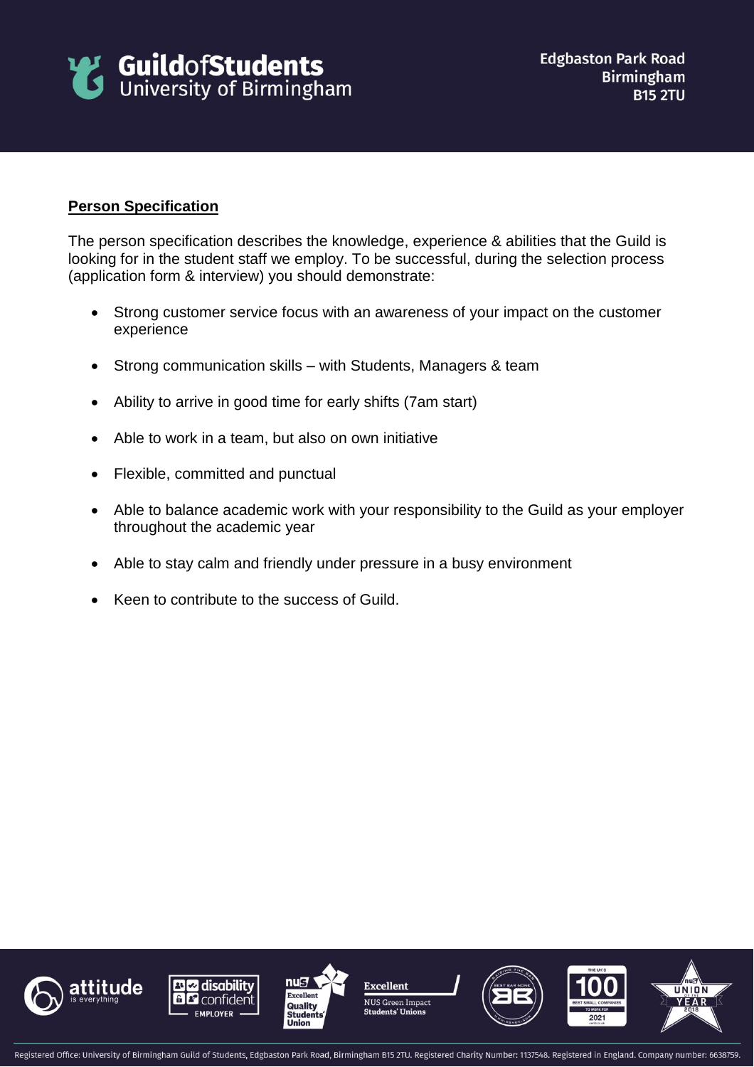**Person Specification**

The person specification describes the knowledge, experience & abilities that the Guild is looking for in the student staff we employ. To be successful, during the selection process (application form & interview) you should demonstrate:

- Strong customer service focus with an awareness of your impact on the customer experience
- Strong communication skills – with Students, Managers & team
- Ability to arrive in good time for early shifts (7am start)
- Able to work in a team, but also on own initiative
- Flexible, committed and punctual
- Able to balance academic work with your responsibility to the Guild as your employer throughout the academic year
- Able to stay calm and friendly under pressure in a busy environment
- Keen to contribute to the success of Guild.